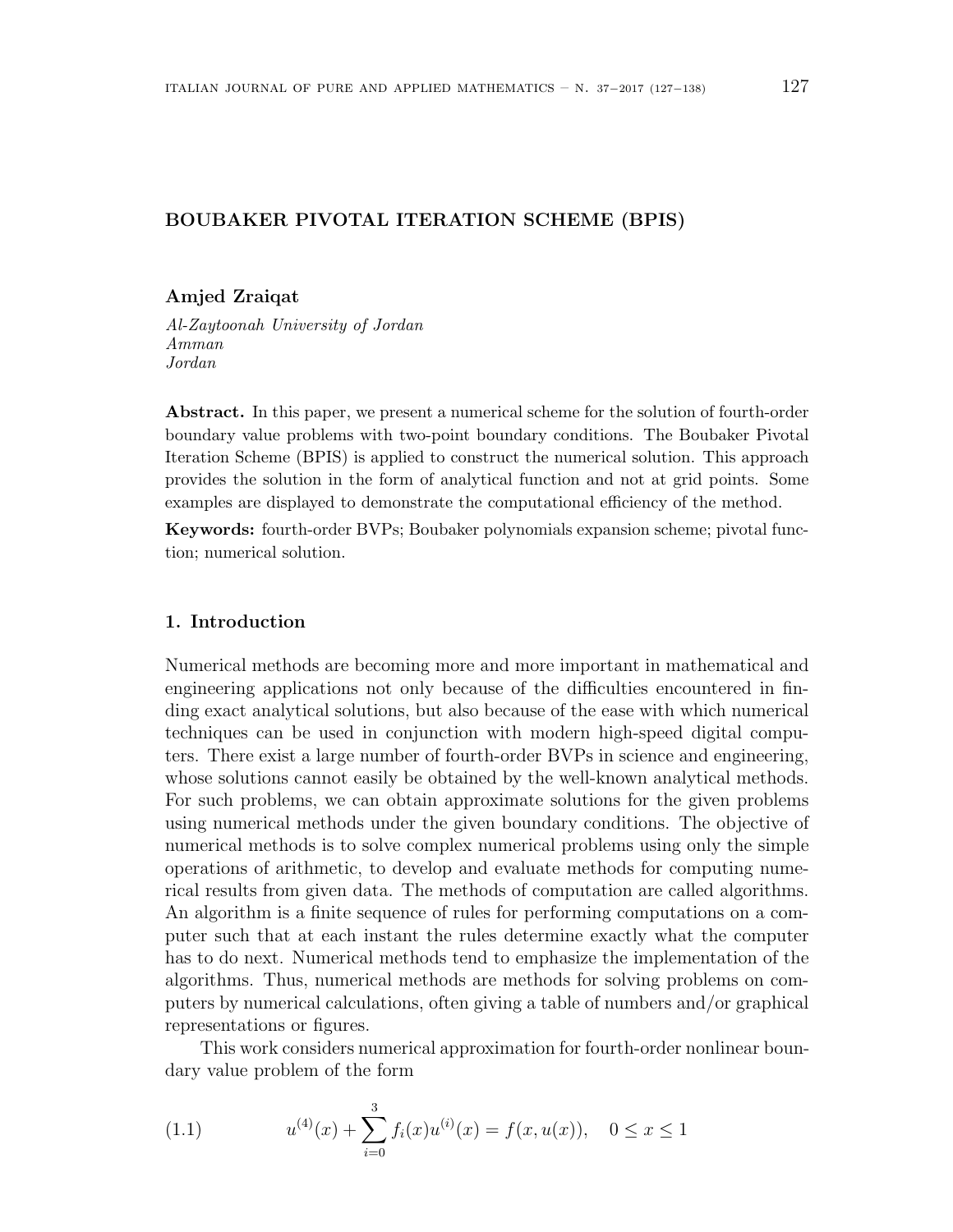# BOUBAKER PIVOTAL ITERATION SCHEME (BPIS)

**Amjed Zraiqat**

*Al-Zaytoonah University of Jordan*
*Amman*
*Jordan*

**Abstract.** In this paper, we present a numerical scheme for the solution of fourth-order boundary value problems with two-point boundary conditions. The Boubaker Pivotal Iteration Scheme (BPIS) is applied to construct the numerical solution. This approach provides the solution in the form of analytical function and not at grid points. Some examples are displayed to demonstrate the computational efficiency of the method.

**Keywords:** fourth-order BVPs; Boubaker polynomials expansion scheme; pivotal function; numerical solution.

## 1. Introduction

Numerical methods are becoming more and more important in mathematical and engineering applications not only because of the difficulties encountered in finding exact analytical solutions, but also because of the ease with which numerical techniques can be used in conjunction with modern high-speed digital computers. There exist a large number of fourth-order BVPs in science and engineering, whose solutions cannot easily be obtained by the well-known analytical methods. For such problems, we can obtain approximate solutions for the given problems using numerical methods under the given boundary conditions. The objective of numerical methods is to solve complex numerical problems using only the simple operations of arithmetic, to develop and evaluate methods for computing numerical results from given data. The methods of computation are called algorithms. An algorithm is a finite sequence of rules for performing computations on a computer such that at each instant the rules determine exactly what the computer has to do next. Numerical methods tend to emphasize the implementation of the algorithms. Thus, numerical methods are methods for solving problems on computers by numerical calculations, often giving a table of numbers and/or graphical representations or figures.

This work considers numerical approximation for fourth-order nonlinear boundary value problem of the form

$$u^{(4)}(x) + \sum_{i=0}^{3} f_i(x)u^{(i)}(x) = f(x, u(x)), \quad 0 \le x \le 1 \tag{1.1}$$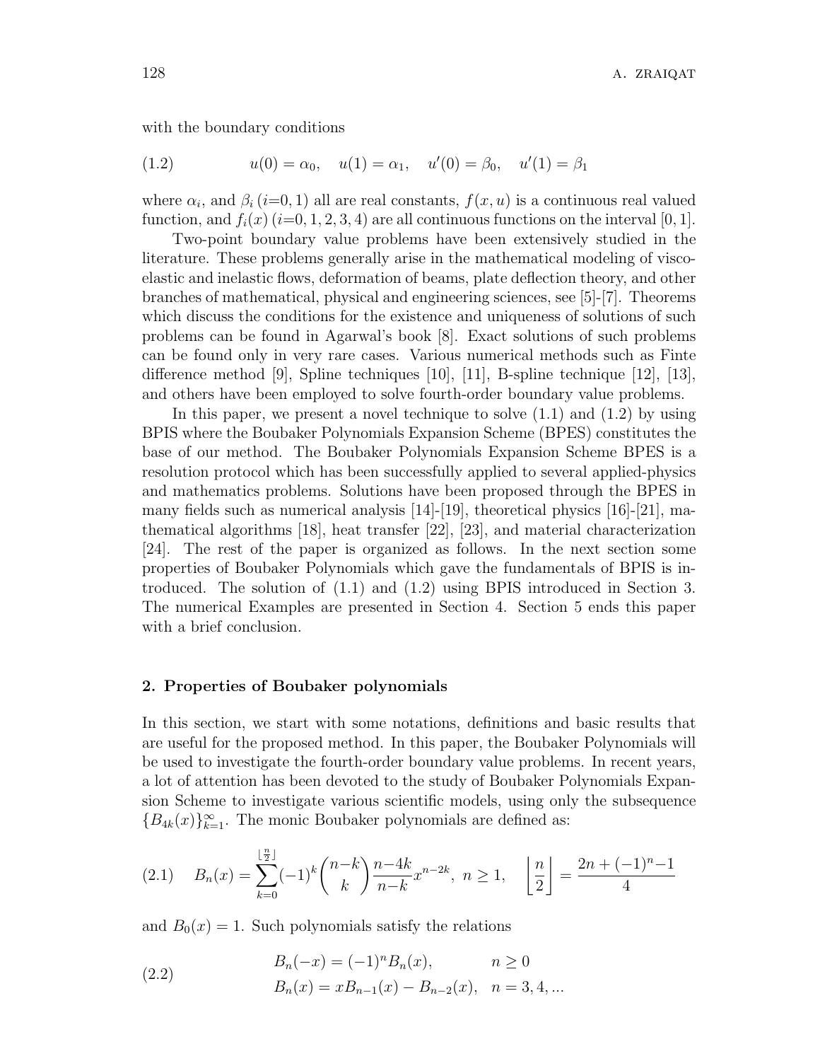with the boundary conditions

$$u(0) = \alpha_0, \quad u(1) = \alpha_1, \quad u'(0) = \beta_0, \quad u'(1) = \beta_1 \tag{1.2}$$

where $\alpha_i$, and $\beta_i$ ($i$=0, 1) all are real constants, $f(x, u)$ is a continuous real valued function, and $f_i(x)$ ($i$=0, 1, 2, 3, 4) are all continuous functions on the interval $[0, 1]$.

Two-point boundary value problems have been extensively studied in the literature. These problems generally arise in the mathematical modeling of viscoelastic and inelastic flows, deformation of beams, plate deflection theory, and other branches of mathematical, physical and engineering sciences, see [5]-[7]. Theorems which discuss the conditions for the existence and uniqueness of solutions of such problems can be found in Agarwal's book [8]. Exact solutions of such problems can be found only in very rare cases. Various numerical methods such as Finte difference method [9], Spline techniques [10], [11], B-spline technique [12], [13], and others have been employed to solve fourth-order boundary value problems.

In this paper, we present a novel technique to solve (1.1) and (1.2) by using BPIS where the Boubaker Polynomials Expansion Scheme (BPES) constitutes the base of our method. The Boubaker Polynomials Expansion Scheme BPES is a resolution protocol which has been successfully applied to several applied-physics and mathematics problems. Solutions have been proposed through the BPES in many fields such as numerical analysis [14]-[19], theoretical physics [16]-[21], mathematical algorithms [18], heat transfer [22], [23], and material characterization [24]. The rest of the paper is organized as follows. In the next section some properties of Boubaker Polynomials which gave the fundamentals of BPIS is introduced. The solution of (1.1) and (1.2) using BPIS introduced in Section 3. The numerical Examples are presented in Section 4. Section 5 ends this paper with a brief conclusion.

## 2. Properties of Boubaker polynomials

In this section, we start with some notations, definitions and basic results that are useful for the proposed method. In this paper, the Boubaker Polynomials will be used to investigate the fourth-order boundary value problems. In recent years, a lot of attention has been devoted to the study of Boubaker Polynomials Expansion Scheme to investigate various scientific models, using only the subsequence $\{B_{4k}(x)\}_{k=1}^{\infty}$. The monic Boubaker polynomials are defined as:

$$B_n(x) = \sum_{k=0}^{\lfloor \frac{n}{2} \rfloor} (-1)^k \binom{n-k}{k} \frac{n-4k}{n-k} x^{n-2k}, \; n \geq 1, \quad \left\lfloor \frac{n}{2} \right\rfloor = \frac{2n + (-1)^n - 1}{4} \tag{2.1}$$

and $B_0(x) = 1$. Such polynomials satisfy the relations

$$\begin{aligned} B_n(-x) &= (-1)^n B_n(x), & n \geq 0 \\ B_n(x) &= x B_{n-1}(x) - B_{n-2}(x), & n = 3, 4, ... \end{aligned} \tag{2.2}$$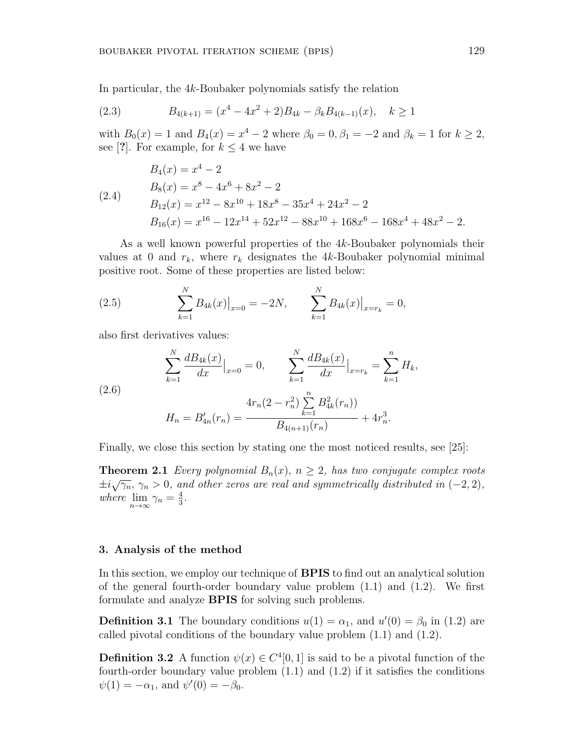In particular, the $4k$-Boubaker polynomials satisfy the relation

$$B_{4(k+1)} = (x^4 - 4x^2 + 2)B_{4k} - \beta_k B_{4(k-1)}(x), \quad k \geq 1 \tag{2.3}$$

with $B_0(x) = 1$ and $B_4(x) = x^4 - 2$ where $\beta_0 = 0, \beta_1 = -2$ and $\beta_k = 1$ for $k \geq 2$, see [?]. For example, for $k \leq 4$ we have

$$\begin{aligned}
B_4(x) &= x^4 - 2 \\
B_8(x) &= x^8 - 4x^6 + 8x^2 - 2 \\
B_{12}(x) &= x^{12} - 8x^{10} + 18x^8 - 35x^4 + 24x^2 - 2 \\
B_{16}(x) &= x^{16} - 12x^{14} + 52x^{12} - 88x^{10} + 168x^6 - 168x^4 + 48x^2 - 2.
\end{aligned} \tag{2.4}$$

As a well known powerful properties of the $4k$-Boubaker polynomials their values at 0 and $r_k$, where $r_k$ designates the $4k$-Boubaker polynomial minimal positive root. Some of these properties are listed below:

$$\sum_{k=1}^{N} B_{4k}(x)\big|_{x=0} = -2N, \qquad \sum_{k=1}^{N} B_{4k}(x)\big|_{x=r_k} = 0, \tag{2.5}$$

also first derivatives values:

$$\begin{gathered}
\sum_{k=1}^{N} \frac{dB_{4k}(x)}{dx}\big|_{x=0} = 0, \qquad \sum_{k=1}^{N} \frac{dB_{4k}(x)}{dx}\big|_{x=r_k} = \sum_{k=1}^{n} H_k, \\
H_n = B'_{4n}(r_n) = \frac{4r_n(2 - r_n^2)\sum_{k=1}^{n} B_{4k}^2(r_n))}{B_{4(n+1)}(r_n)} + 4r_n^3.
\end{gathered} \tag{2.6}$$

Finally, we close this section by stating one the most noticed results, see [25]:

**Theorem 2.1** *Every polynomial $B_n(x)$, $n \geq 2$, has two conjugate complex roots $\pm i\sqrt{\gamma_n}$, $\gamma_n > 0$, and other zeros are real and symmetrically distributed in $(-2, 2)$, where $\lim_{n\to\infty} \gamma_n = \frac{4}{3}$.*

## 3. Analysis of the method

In this section, we employ our technique of **BPIS** to find out an analytical solution of the general fourth-order boundary value problem (1.1) and (1.2). We first formulate and analyze **BPIS** for solving such problems.

**Definition 3.1** The boundary conditions $u(1) = \alpha_1$, and $u'(0) = \beta_0$ in (1.2) are called pivotal conditions of the boundary value problem (1.1) and (1.2).

**Definition 3.2** A function $\psi(x) \in C^4[0, 1]$ is said to be a pivotal function of the fourth-order boundary value problem (1.1) and (1.2) if it satisfies the conditions $\psi(1) = -\alpha_1$, and $\psi'(0) = -\beta_0$.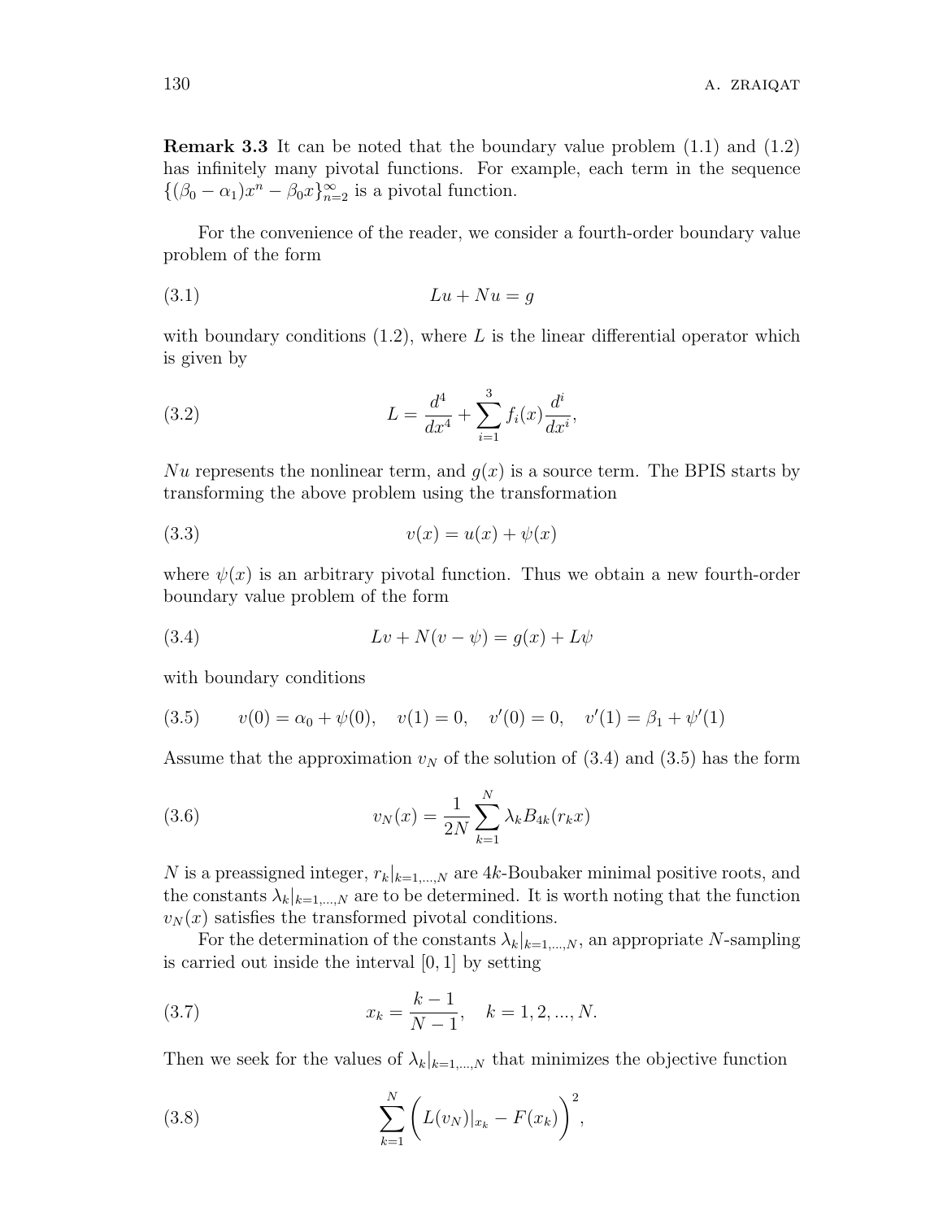**Remark 3.3** It can be noted that the boundary value problem (1.1) and (1.2) has infinitely many pivotal functions. For example, each term in the sequence $\{(\beta_0 - \alpha_1)x^n - \beta_0 x\}_{n=2}^{\infty}$ is a pivotal function.

For the convenience of the reader, we consider a fourth-order boundary value problem of the form

$$Lu + Nu = g \tag{3.1}$$

with boundary conditions (1.2), where $L$ is the linear differential operator which is given by

$$L = \frac{d^4}{dx^4} + \sum_{i=1}^{3} f_i(x)\frac{d^i}{dx^i}, \tag{3.2}$$

$Nu$ represents the nonlinear term, and $g(x)$ is a source term. The BPIS starts by transforming the above problem using the transformation

$$v(x) = u(x) + \psi(x) \tag{3.3}$$

where $\psi(x)$ is an arbitrary pivotal function. Thus we obtain a new fourth-order boundary value problem of the form

$$Lv + N(v - \psi) = g(x) + L\psi \tag{3.4}$$

with boundary conditions

$$v(0) = \alpha_0 + \psi(0), \quad v(1) = 0, \quad v'(0) = 0, \quad v'(1) = \beta_1 + \psi'(1) \tag{3.5}$$

Assume that the approximation $v_N$ of the solution of (3.4) and (3.5) has the form

$$v_N(x) = \frac{1}{2N}\sum_{k=1}^{N} \lambda_k B_{4k}(r_k x) \tag{3.6}$$

$N$ is a preassigned integer, $r_k|_{k=1,\ldots,N}$ are $4k$-Boubaker minimal positive roots, and the constants $\lambda_k|_{k=1,\ldots,N}$ are to be determined. It is worth noting that the function $v_N(x)$ satisfies the transformed pivotal conditions.

For the determination of the constants $\lambda_k|_{k=1,\ldots,N}$, an appropriate $N$-sampling is carried out inside the interval $[0,1]$ by setting

$$x_k = \frac{k-1}{N-1}, \quad k = 1, 2, \ldots, N. \tag{3.7}$$

Then we seek for the values of $\lambda_k|_{k=1,\ldots,N}$ that minimizes the objective function

$$\sum_{k=1}^{N}\left(L(v_N)|_{x_k} - F(x_k)\right)^2, \tag{3.8}$$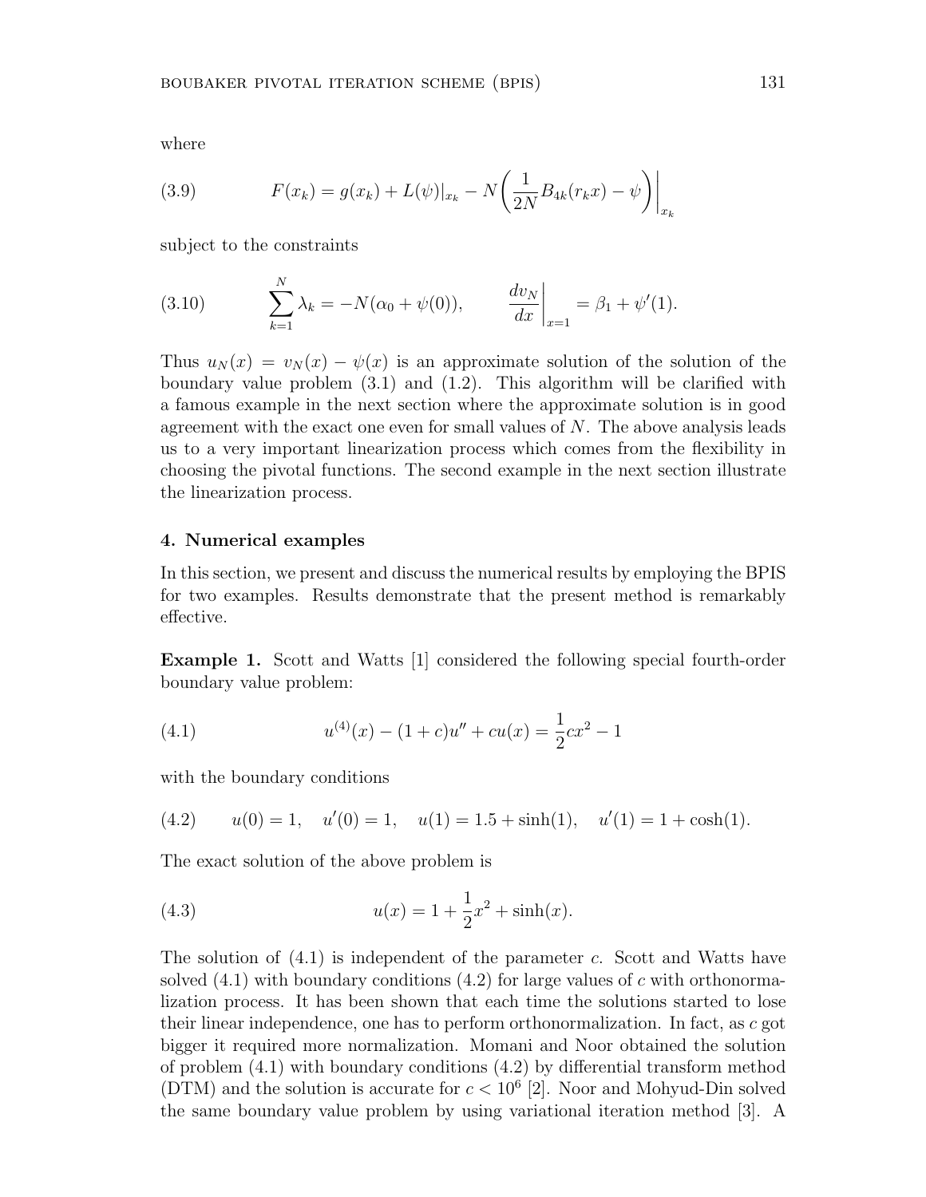where

$$F(x_k) = g(x_k) + L(\psi)|_{x_k} - N\left(\frac{1}{2N}B_{4k}(r_k x) - \psi\right)\bigg|_{x_k} \tag{3.9}$$

subject to the constraints

$$\sum_{k=1}^{N} \lambda_k = -N(\alpha_0 + \psi(0)), \qquad \frac{dv_N}{dx}\bigg|_{x=1} = \beta_1 + \psi'(1). \tag{3.10}$$

Thus $u_N(x) = v_N(x) - \psi(x)$ is an approximate solution of the solution of the boundary value problem (3.1) and (1.2). This algorithm will be clarified with a famous example in the next section where the approximate solution is in good agreement with the exact one even for small values of $N$. The above analysis leads us to a very important linearization process which comes from the flexibility in choosing the pivotal functions. The second example in the next section illustrate the linearization process.

## 4. Numerical examples

In this section, we present and discuss the numerical results by employing the BPIS for two examples. Results demonstrate that the present method is remarkably effective.

**Example 1.** Scott and Watts [1] considered the following special fourth-order boundary value problem:

$$u^{(4)}(x) - (1+c)u'' + cu(x) = \frac{1}{2}cx^2 - 1 \tag{4.1}$$

with the boundary conditions

$$u(0) = 1, \quad u'(0) = 1, \quad u(1) = 1.5 + \sinh(1), \quad u'(1) = 1 + \cosh(1). \tag{4.2}$$

The exact solution of the above problem is

$$u(x) = 1 + \frac{1}{2}x^2 + \sinh(x). \tag{4.3}$$

The solution of (4.1) is independent of the parameter $c$. Scott and Watts have solved (4.1) with boundary conditions (4.2) for large values of $c$ with orthonormalization process. It has been shown that each time the solutions started to lose their linear independence, one has to perform orthonormalization. In fact, as $c$ got bigger it required more normalization. Momani and Noor obtained the solution of problem (4.1) with boundary conditions (4.2) by differential transform method (DTM) and the solution is accurate for $c < 10^6$ [2]. Noor and Mohyud-Din solved the same boundary value problem by using variational iteration method [3]. A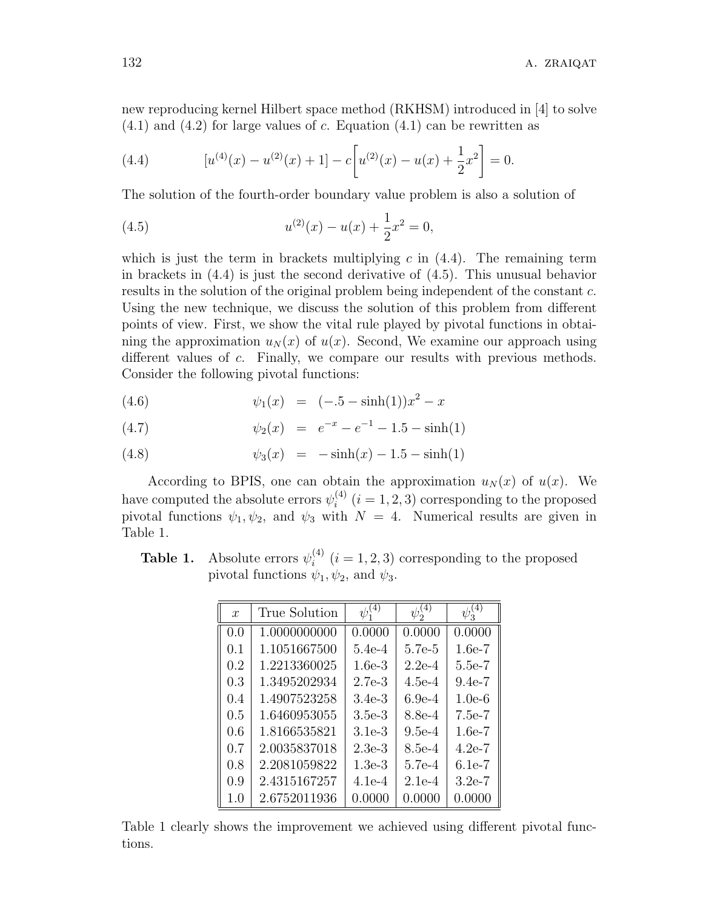new reproducing kernel Hilbert space method (RKHSM) introduced in [4] to solve (4.1) and (4.2) for large values of $c$. Equation (4.1) can be rewritten as

$$[u^{(4)}(x) - u^{(2)}(x) + 1] - c\left[u^{(2)}(x) - u(x) + \frac{1}{2}x^2\right] = 0. \tag{4.4}$$

The solution of the fourth-order boundary value problem is also a solution of

$$u^{(2)}(x) - u(x) + \frac{1}{2}x^2 = 0, \tag{4.5}$$

which is just the term in brackets multiplying $c$ in (4.4). The remaining term in brackets in (4.4) is just the second derivative of (4.5). This unusual behavior results in the solution of the original problem being independent of the constant $c$. Using the new technique, we discuss the solution of this problem from different points of view. First, we show the vital rule played by pivotal functions in obtaining the approximation $u_N(x)$ of $u(x)$. Second, We examine our approach using different values of $c$. Finally, we compare our results with previous methods. Consider the following pivotal functions:

$$\psi_1(x) = (-.5 - \sinh(1))x^2 - x \tag{4.6}$$

$$\psi_2(x) = e^{-x} - e^{-1} - 1.5 - \sinh(1) \tag{4.7}$$

$$\psi_3(x) = -\sinh(x) - 1.5 - \sinh(1) \tag{4.8}$$

According to BPIS, one can obtain the approximation $u_N(x)$ of $u(x)$. We have computed the absolute errors $\psi_i^{(4)}$ $(i = 1, 2, 3)$ corresponding to the proposed pivotal functions $\psi_1, \psi_2$, and $\psi_3$ with $N = 4$. Numerical results are given in Table 1.

**Table 1.** Absolute errors $\psi_i^{(4)}$ $(i = 1, 2, 3)$ corresponding to the proposed pivotal functions $\psi_1, \psi_2$, and $\psi_3$.

| $x$ | True Solution | $\psi_1^{(4)}$ | $\psi_2^{(4)}$ | $\psi_3^{(4)}$ |
|---|---|---|---|---|
| 0.0 | 1.0000000000 | 0.0000 | 0.0000 | 0.0000 |
| 0.1 | 1.1051667500 | 5.4e-4 | 5.7e-5 | 1.6e-7 |
| 0.2 | 1.2213360025 | 1.6e-3 | 2.2e-4 | 5.5e-7 |
| 0.3 | 1.3495202934 | 2.7e-3 | 4.5e-4 | 9.4e-7 |
| 0.4 | 1.4907523258 | 3.4e-3 | 6.9e-4 | 1.0e-6 |
| 0.5 | 1.6460953055 | 3.5e-3 | 8.8e-4 | 7.5e-7 |
| 0.6 | 1.8166535821 | 3.1e-3 | 9.5e-4 | 1.6e-7 |
| 0.7 | 2.0035837018 | 2.3e-3 | 8.5e-4 | 4.2e-7 |
| 0.8 | 2.2081059822 | 1.3e-3 | 5.7e-4 | 6.1e-7 |
| 0.9 | 2.4315167257 | 4.1e-4 | 2.1e-4 | 3.2e-7 |
| 1.0 | 2.6752011936 | 0.0000 | 0.0000 | 0.0000 |

Table 1 clearly shows the improvement we achieved using different pivotal functions.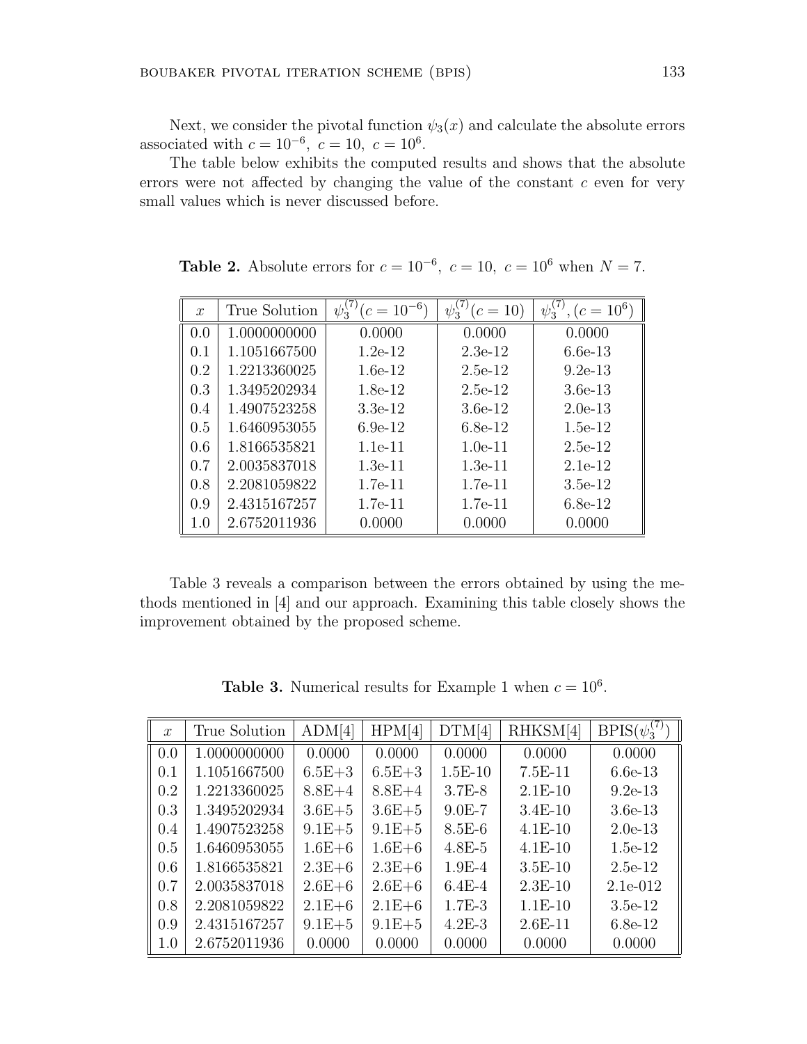Next, we consider the pivotal function $\psi_3(x)$ and calculate the absolute errors associated with $c = 10^{-6},\ c = 10,\ c = 10^6$.

The table below exhibits the computed results and shows that the absolute errors were not affected by changing the value of the constant $c$ even for very small values which is never discussed before.

**Table 2.** Absolute errors for $c = 10^{-6},\ c = 10,\ c = 10^6$ when $N = 7$.

| $x$ | True Solution | $\psi_3^{(7)}(c = 10^{-6})$ | $\psi_3^{(7)}(c = 10)$ | $\psi_3^{(7)}, (c = 10^6)$ |
|---|---|---|---|---|
| 0.0 | 1.0000000000 | 0.0000 | 0.0000 | 0.0000 |
| 0.1 | 1.1051667500 | 1.2e-12 | 2.3e-12 | 6.6e-13 |
| 0.2 | 1.2213360025 | 1.6e-12 | 2.5e-12 | 9.2e-13 |
| 0.3 | 1.3495202934 | 1.8e-12 | 2.5e-12 | 3.6e-13 |
| 0.4 | 1.4907523258 | 3.3e-12 | 3.6e-12 | 2.0e-13 |
| 0.5 | 1.6460953055 | 6.9e-12 | 6.8e-12 | 1.5e-12 |
| 0.6 | 1.8166535821 | 1.1e-11 | 1.0e-11 | 2.5e-12 |
| 0.7 | 2.0035837018 | 1.3e-11 | 1.3e-11 | 2.1e-12 |
| 0.8 | 2.2081059822 | 1.7e-11 | 1.7e-11 | 3.5e-12 |
| 0.9 | 2.4315167257 | 1.7e-11 | 1.7e-11 | 6.8e-12 |
| 1.0 | 2.6752011936 | 0.0000 | 0.0000 | 0.0000 |

Table 3 reveals a comparison between the errors obtained by using the methods mentioned in [4] and our approach. Examining this table closely shows the improvement obtained by the proposed scheme.

**Table 3.** Numerical results for Example 1 when $c = 10^6$.

| $x$ | True Solution | ADM[4] | HPM[4] | DTM[4] | RHKSM[4] | BPIS($\psi_3^{(7)}$) |
|---|---|---|---|---|---|---|
| 0.0 | 1.0000000000 | 0.0000 | 0.0000 | 0.0000 | 0.0000 | 0.0000 |
| 0.1 | 1.1051667500 | 6.5E+3 | 6.5E+3 | 1.5E-10 | 7.5E-11 | 6.6e-13 |
| 0.2 | 1.2213360025 | 8.8E+4 | 8.8E+4 | 3.7E-8 | 2.1E-10 | 9.2e-13 |
| 0.3 | 1.3495202934 | 3.6E+5 | 3.6E+5 | 9.0E-7 | 3.4E-10 | 3.6e-13 |
| 0.4 | 1.4907523258 | 9.1E+5 | 9.1E+5 | 8.5E-6 | 4.1E-10 | 2.0e-13 |
| 0.5 | 1.6460953055 | 1.6E+6 | 1.6E+6 | 4.8E-5 | 4.1E-10 | 1.5e-12 |
| 0.6 | 1.8166535821 | 2.3E+6 | 2.3E+6 | 1.9E-4 | 3.5E-10 | 2.5e-12 |
| 0.7 | 2.0035837018 | 2.6E+6 | 2.6E+6 | 6.4E-4 | 2.3E-10 | 2.1e-012 |
| 0.8 | 2.2081059822 | 2.1E+6 | 2.1E+6 | 1.7E-3 | 1.1E-10 | 3.5e-12 |
| 0.9 | 2.4315167257 | 9.1E+5 | 9.1E+5 | 4.2E-3 | 2.6E-11 | 6.8e-12 |
| 1.0 | 2.6752011936 | 0.0000 | 0.0000 | 0.0000 | 0.0000 | 0.0000 |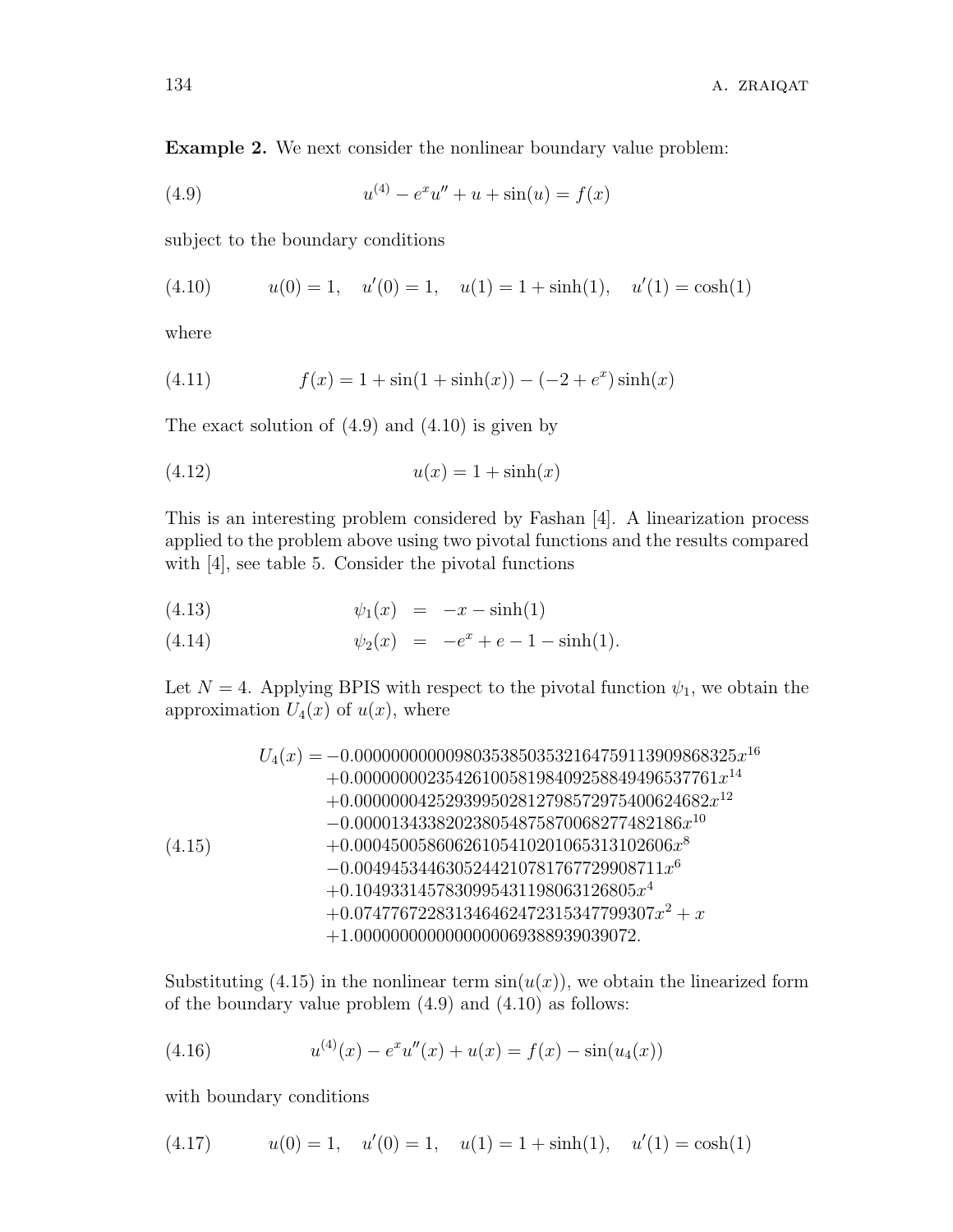**Example 2.** We next consider the nonlinear boundary value problem:

$$u^{(4)} - e^x u'' + u + \sin(u) = f(x) \tag{4.9}$$

subject to the boundary conditions

$$u(0) = 1, \quad u'(0) = 1, \quad u(1) = 1 + \sinh(1), \quad u'(1) = \cosh(1) \tag{4.10}$$

where

$$f(x) = 1 + \sin(1 + \sinh(x)) - (-2 + e^x)\sinh(x) \tag{4.11}$$

The exact solution of (4.9) and (4.10) is given by

$$u(x) = 1 + \sinh(x) \tag{4.12}$$

This is an interesting problem considered by Fashan [4]. A linearization process applied to the problem above using two pivotal functions and the results compared with [4], see table 5. Consider the pivotal functions

$$\psi_1(x) = -x - \sinh(1) \tag{4.13}$$

$$\psi_2(x) = -e^x + e - 1 - \sinh(1). \tag{4.14}$$

Let $N = 4$. Applying BPIS with respect to the pivotal function $\psi_1$, we obtain the approximation $U_4(x)$ of $u(x)$, where

$$\begin{aligned} U_4(x) = &-0.00000000000980353850353216475911390986832 5x^{16} \\ &+0.000000002354261005819840925884949653776 1x^{14} \\ &+0.000000042529399502812798572975400624682x^{12} \\ &-0.000013433820238054875870068277482186x^{10} \\ &+0.00045005860626105410201065313102606x^{8} \\ &-0.0049453446305244210781767729908711x^{6} \\ &+0.1049331457830995431198063126805x^{4} \\ &+0.0747767228313464624723153477993 07x^{2} + x \\ &+1.0000000000000000069388939039072. \end{aligned} \tag{4.15}$$

Substituting (4.15) in the nonlinear term $\sin(u(x))$, we obtain the linearized form of the boundary value problem (4.9) and (4.10) as follows:

$$u^{(4)}(x) - e^x u''(x) + u(x) = f(x) - \sin(u_4(x)) \tag{4.16}$$

with boundary conditions

$$u(0) = 1, \quad u'(0) = 1, \quad u(1) = 1 + \sinh(1), \quad u'(1) = \cosh(1) \tag{4.17}$$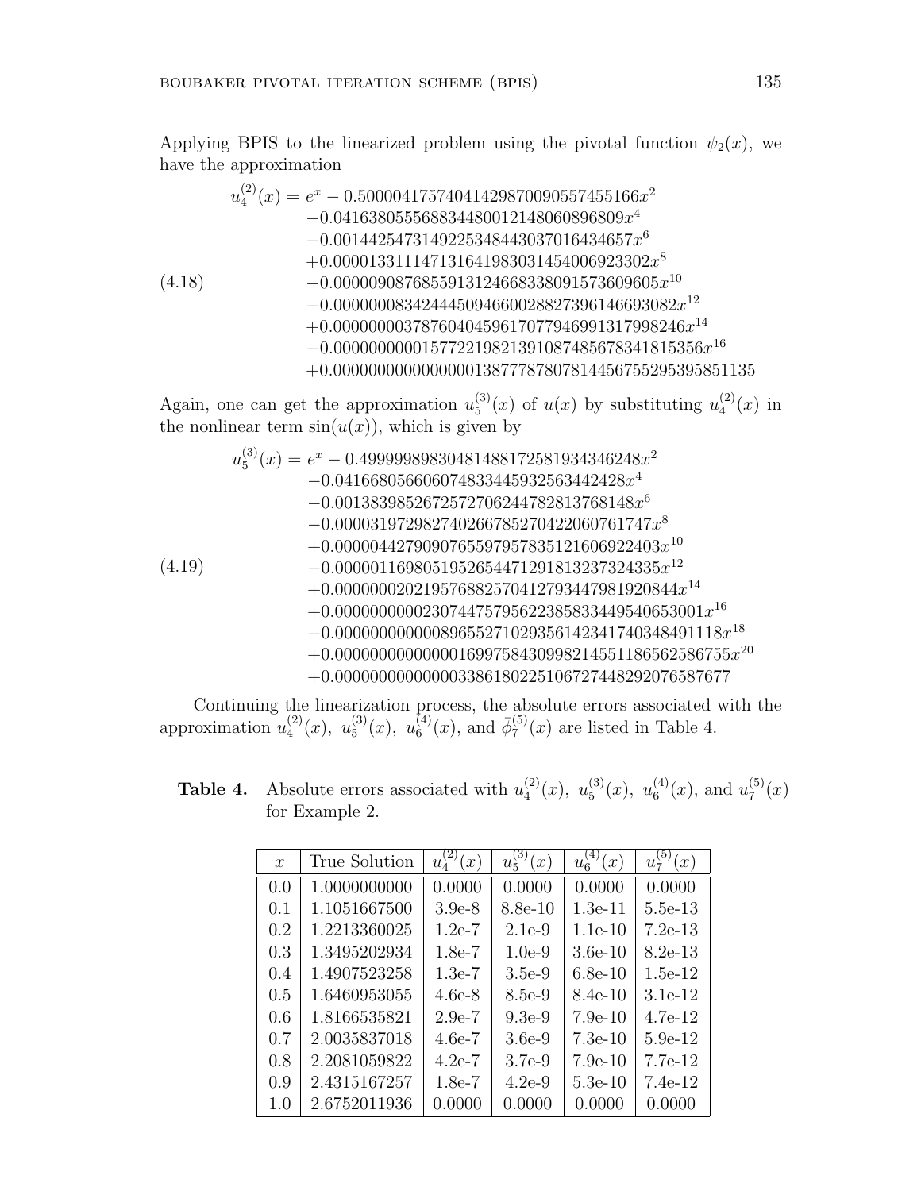Applying BPIS to the linearized problem using the pivotal function $\psi_2(x)$, we have the approximation

$$
\begin{aligned}
u_4^{(2)}(x) = e^x &- 0.50000417574041429870090557455166x^2 \\
&- 0.041638055568834480012148060896809x^4 \\
&- 0.0014425473149225348443037016434657x^6 \\
&+ 0.000013311147131641983031454006923302x^8 \\
&- 0.0000090876855913124668338091573609605x^{10} \\
&- 0.00000083424445094660028827396146693082x^{12} \\
&+ 0.000000037876040459617077946991317998246x^{14} \\
&- 0.0000000000157722198213910874856783418153 56x^{16} \\
&+ 0.0000000000000000138777878078144567552953958511 35
\end{aligned}
\tag{4.18}
$$

Again, one can get the approximation $u_5^{(3)}(x)$ of $u(x)$ by substituting $u_4^{(2)}(x)$ in the nonlinear term $\sin(u(x))$, which is given by

$$
\begin{aligned}
u_5^{(3)}(x) = e^x &- 0.49999989830481488172581934346248x^2 \\
&- 0.041668056606074833445932563442428x^4 \\
&- 0.0013839852672572706244782813768148x^6 \\
&- 0.000031972982740266785270422060761747x^8 \\
&+ 0.0000044279090765597957835121606922403x^{10} \\
&- 0.00000116980519526544712918132373243 35x^{12} \\
&+ 0.000000020219576882570412793447981920844x^{14} \\
&+ 0.0000000000230744757956223858334495406530 01x^{16} \\
&- 0.000000000000896552710293561423417403484911 18x^{18} \\
&+ 0.000000000000001699758430998214551186562586755x^{20} \\
&+ 0.000000000000000338618022510672744829207658767 7
\end{aligned}
\tag{4.19}
$$

Continuing the linearization process, the absolute errors associated with the approximation $u_4^{(2)}(x)$, $u_5^{(3)}(x)$, $u_6^{(4)}(x)$, and $\bar{\phi}_7^{(5)}(x)$ are listed in Table 4.

**Table 4.** Absolute errors associated with $u_4^{(2)}(x)$, $u_5^{(3)}(x)$, $u_6^{(4)}(x)$, and $u_7^{(5)}(x)$ for Example 2.

| $x$ | True Solution | $u_4^{(2)}(x)$ | $u_5^{(3)}(x)$ | $u_6^{(4)}(x)$ | $u_7^{(5)}(x)$ |
|---|---|---|---|---|---|
| 0.0 | 1.0000000000 | 0.0000 | 0.0000 | 0.0000 | 0.0000 |
| 0.1 | 1.1051667500 | 3.9e-8 | 8.8e-10 | 1.3e-11 | 5.5e-13 |
| 0.2 | 1.2213360025 | 1.2e-7 | 2.1e-9 | 1.1e-10 | 7.2e-13 |
| 0.3 | 1.3495202934 | 1.8e-7 | 1.0e-9 | 3.6e-10 | 8.2e-13 |
| 0.4 | 1.4907523258 | 1.3e-7 | 3.5e-9 | 6.8e-10 | 1.5e-12 |
| 0.5 | 1.6460953055 | 4.6e-8 | 8.5e-9 | 8.4e-10 | 3.1e-12 |
| 0.6 | 1.8166535821 | 2.9e-7 | 9.3e-9 | 7.9e-10 | 4.7e-12 |
| 0.7 | 2.0035837018 | 4.6e-7 | 3.6e-9 | 7.3e-10 | 5.9e-12 |
| 0.8 | 2.2081059822 | 4.2e-7 | 3.7e-9 | 7.9e-10 | 7.7e-12 |
| 0.9 | 2.4315167257 | 1.8e-7 | 4.2e-9 | 5.3e-10 | 7.4e-12 |
| 1.0 | 2.6752011936 | 0.0000 | 0.0000 | 0.0000 | 0.0000 |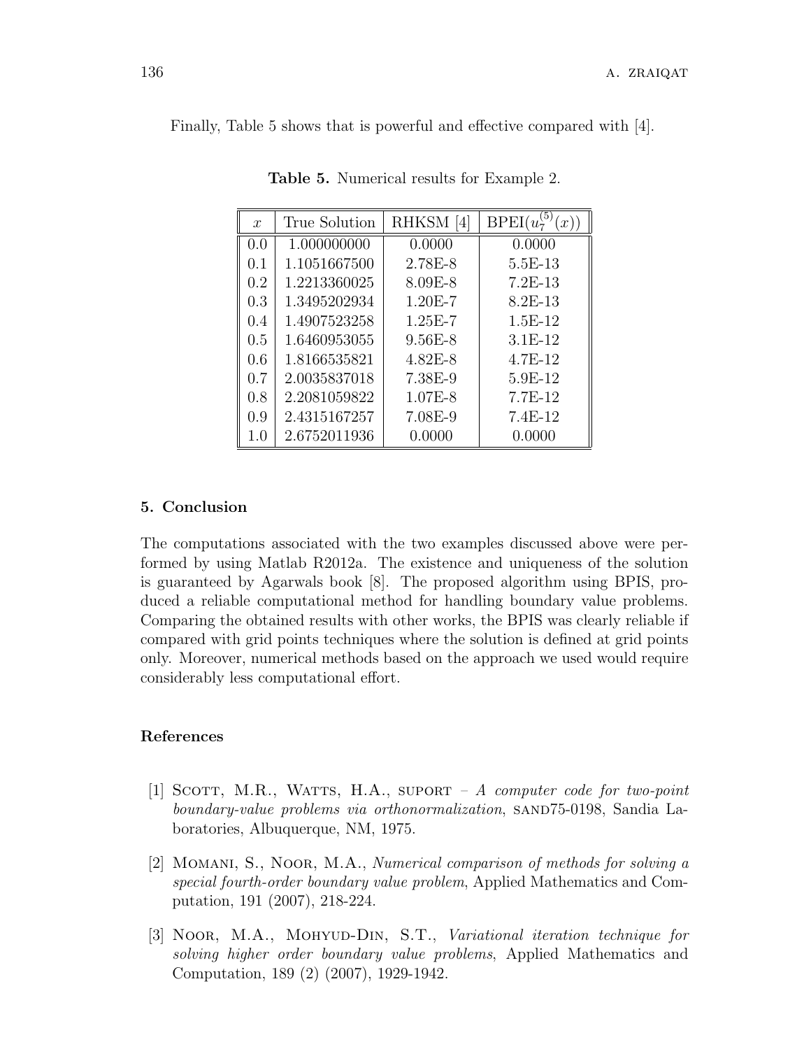Finally, Table 5 shows that is powerful and effective compared with [4].

**Table 5.** Numerical results for Example 2.

| $x$ | True Solution | RHKSM [4] | BPEI($u_7^{(5)}(x)$) |
|---|---|---|---|
| 0.0 | 1.000000000 | 0.0000 | 0.0000 |
| 0.1 | 1.1051667500 | 2.78E-8 | 5.5E-13 |
| 0.2 | 1.2213360025 | 8.09E-8 | 7.2E-13 |
| 0.3 | 1.3495202934 | 1.20E-7 | 8.2E-13 |
| 0.4 | 1.4907523258 | 1.25E-7 | 1.5E-12 |
| 0.5 | 1.6460953055 | 9.56E-8 | 3.1E-12 |
| 0.6 | 1.8166535821 | 4.82E-8 | 4.7E-12 |
| 0.7 | 2.0035837018 | 7.38E-9 | 5.9E-12 |
| 0.8 | 2.2081059822 | 1.07E-8 | 7.7E-12 |
| 0.9 | 2.4315167257 | 7.08E-9 | 7.4E-12 |
| 1.0 | 2.6752011936 | 0.0000 | 0.0000 |

## 5. Conclusion

The computations associated with the two examples discussed above were performed by using Matlab R2012a. The existence and uniqueness of the solution is guaranteed by Agarwals book [8]. The proposed algorithm using BPIS, produced a reliable computational method for handling boundary value problems. Comparing the obtained results with other works, the BPIS was clearly reliable if compared with grid points techniques where the solution is defined at grid points only. Moreover, numerical methods based on the approach we used would require considerably less computational effort.

## References

[1] Scott, M.R., Watts, H.A., SUPORT – *A computer code for two-point boundary-value problems via orthonormalization*, SAND75-0198, Sandia Laboratories, Albuquerque, NM, 1975.

[2] Momani, S., Noor, M.A., *Numerical comparison of methods for solving a special fourth-order boundary value problem*, Applied Mathematics and Computation, 191 (2007), 218-224.

[3] Noor, M.A., Mohyud-Din, S.T., *Variational iteration technique for solving higher order boundary value problems*, Applied Mathematics and Computation, 189 (2) (2007), 1929-1942.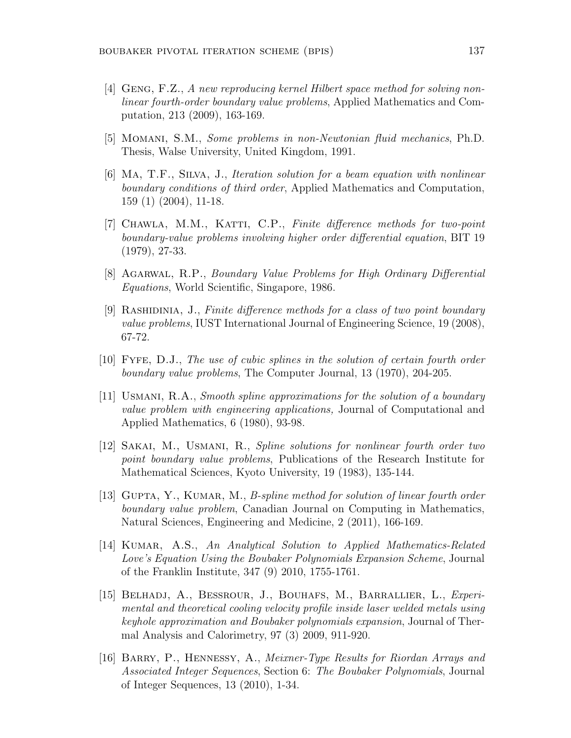[4] Geng, F.Z., *A new reproducing kernel Hilbert space method for solving nonlinear fourth-order boundary value problems*, Applied Mathematics and Computation, 213 (2009), 163-169.

[5] Momani, S.M., *Some problems in non-Newtonian fluid mechanics*, Ph.D. Thesis, Walse University, United Kingdom, 1991.

[6] Ma, T.F., Silva, J., *Iteration solution for a beam equation with nonlinear boundary conditions of third order*, Applied Mathematics and Computation, 159 (1) (2004), 11-18.

[7] Chawla, M.M., Katti, C.P., *Finite difference methods for two-point boundary-value problems involving higher order differential equation*, BIT 19 (1979), 27-33.

[8] Agarwal, R.P., *Boundary Value Problems for High Ordinary Differential Equations*, World Scientific, Singapore, 1986.

[9] Rashidinia, J., *Finite difference methods for a class of two point boundary value problems*, IUST International Journal of Engineering Science, 19 (2008), 67-72.

[10] Fyfe, D.J., *The use of cubic splines in the solution of certain fourth order boundary value problems*, The Computer Journal, 13 (1970), 204-205.

[11] Usmani, R.A., *Smooth spline approximations for the solution of a boundary value problem with engineering applications,* Journal of Computational and Applied Mathematics, 6 (1980), 93-98.

[12] Sakai, M., Usmani, R., *Spline solutions for nonlinear fourth order two point boundary value problems*, Publications of the Research Institute for Mathematical Sciences, Kyoto University, 19 (1983), 135-144.

[13] Gupta, Y., Kumar, M., *B-spline method for solution of linear fourth order boundary value problem*, Canadian Journal on Computing in Mathematics, Natural Sciences, Engineering and Medicine, 2 (2011), 166-169.

[14] Kumar, A.S., *An Analytical Solution to Applied Mathematics-Related Love's Equation Using the Boubaker Polynomials Expansion Scheme*, Journal of the Franklin Institute, 347 (9) 2010, 1755-1761.

[15] Belhadj, A., Bessrour, J., Bouhafs, M., Barrallier, L., *Experimental and theoretical cooling velocity profile inside laser welded metals using keyhole approximation and Boubaker polynomials expansion*, Journal of Thermal Analysis and Calorimetry, 97 (3) 2009, 911-920.

[16] Barry, P., Hennessy, A., *Meixner-Type Results for Riordan Arrays and Associated Integer Sequences*, Section 6: *The Boubaker Polynomials*, Journal of Integer Sequences, 13 (2010), 1-34.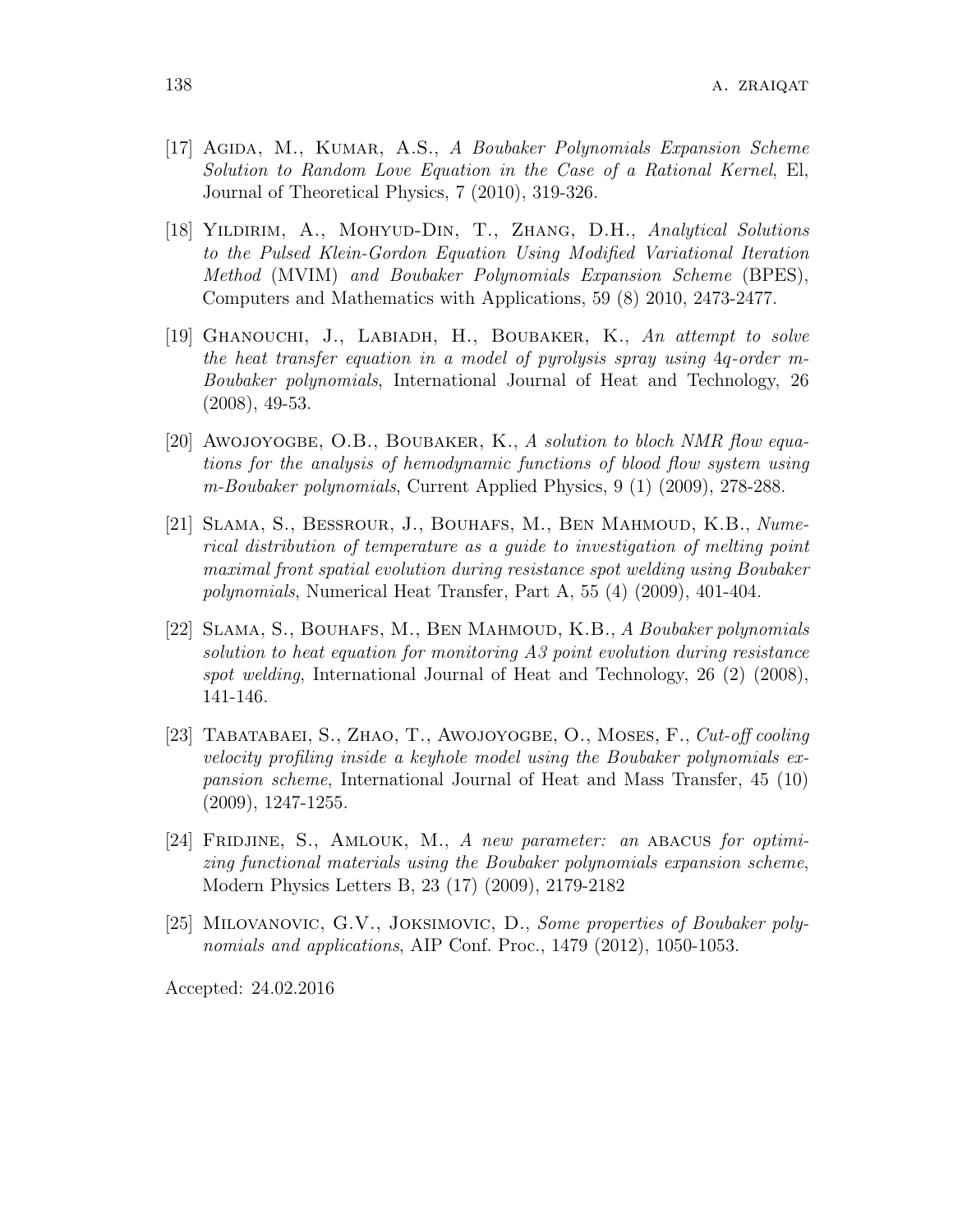[17] Agida, M., Kumar, A.S., *A Boubaker Polynomials Expansion Scheme Solution to Random Love Equation in the Case of a Rational Kernel*, El, Journal of Theoretical Physics, 7 (2010), 319-326.

[18] Yildirim, A., Mohyud-Din, T., Zhang, D.H., *Analytical Solutions to the Pulsed Klein-Gordon Equation Using Modified Variational Iteration Method* (MVIM) *and Boubaker Polynomials Expansion Scheme* (BPES), Computers and Mathematics with Applications, 59 (8) 2010, 2473-2477.

[19] Ghanouchi, J., Labiadh, H., Boubaker, K., *An attempt to solve the heat transfer equation in a model of pyrolysis spray using* 4*q-order m-Boubaker polynomials*, International Journal of Heat and Technology, 26 (2008), 49-53.

[20] Awojoyogbe, O.B., Boubaker, K., *A solution to bloch NMR flow equations for the analysis of hemodynamic functions of blood flow system using m-Boubaker polynomials*, Current Applied Physics, 9 (1) (2009), 278-288.

[21] Slama, S., Bessrour, J., Bouhafs, M., Ben Mahmoud, K.B., *Numerical distribution of temperature as a guide to investigation of melting point maximal front spatial evolution during resistance spot welding using Boubaker polynomials*, Numerical Heat Transfer, Part A, 55 (4) (2009), 401-404.

[22] Slama, S., Bouhafs, M., Ben Mahmoud, K.B., *A Boubaker polynomials solution to heat equation for monitoring A3 point evolution during resistance spot welding*, International Journal of Heat and Technology, 26 (2) (2008), 141-146.

[23] Tabatabaei, S., Zhao, T., Awojoyogbe, O., Moses, F., *Cut-off cooling velocity profiling inside a keyhole model using the Boubaker polynomials expansion scheme*, International Journal of Heat and Mass Transfer, 45 (10) (2009), 1247-1255.

[24] Fridjine, S., Amlouk, M., *A new parameter: an* ABACUS *for optimizing functional materials using the Boubaker polynomials expansion scheme*, Modern Physics Letters B, 23 (17) (2009), 2179-2182

[25] Milovanovic, G.V., Joksimovic, D., *Some properties of Boubaker polynomials and applications*, AIP Conf. Proc., 1479 (2012), 1050-1053.

Accepted: 24.02.2016